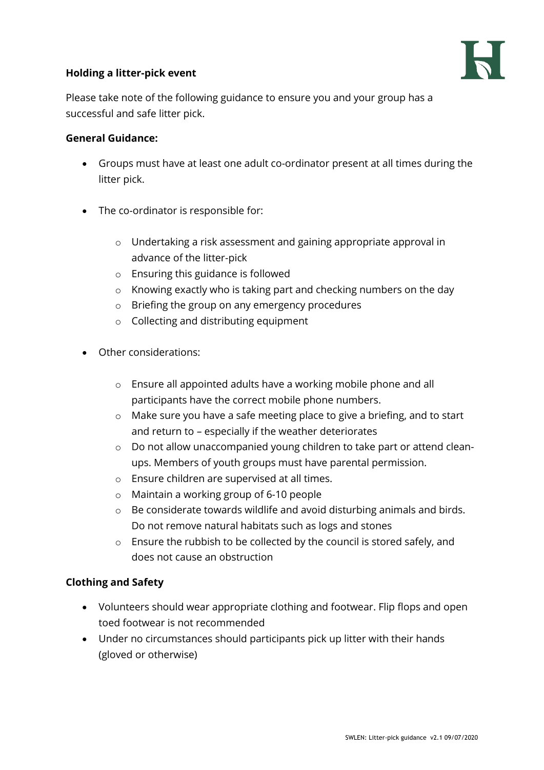**Holding a litter-pick event**

Please take note of the following guidance to ensure you and your group has a successful and safe litter pick.

**General Guidance:**

- Groups must have at least one adult co-ordinator present at all times during the litter pick.

- The co-ordinator is responsible for:

    - Undertaking a risk assessment and gaining appropriate approval in advance of the litter-pick
    - Ensuring this guidance is followed
    - Knowing exactly who is taking part and checking numbers on the day
    - Briefing the group on any emergency procedures
    - Collecting and distributing equipment

- Other considerations:

    - Ensure all appointed adults have a working mobile phone and all participants have the correct mobile phone numbers.
    - Make sure you have a safe meeting place to give a briefing, and to start and return to – especially if the weather deteriorates
    - Do not allow unaccompanied young children to take part or attend clean-ups. Members of youth groups must have parental permission.
    - Ensure children are supervised at all times.
    - Maintain a working group of 6-10 people
    - Be considerate towards wildlife and avoid disturbing animals and birds. Do not remove natural habitats such as logs and stones
    - Ensure the rubbish to be collected by the council is stored safely, and does not cause an obstruction

**Clothing and Safety**

- Volunteers should wear appropriate clothing and footwear. Flip flops and open toed footwear is not recommended
- Under no circumstances should participants pick up litter with their hands (gloved or otherwise)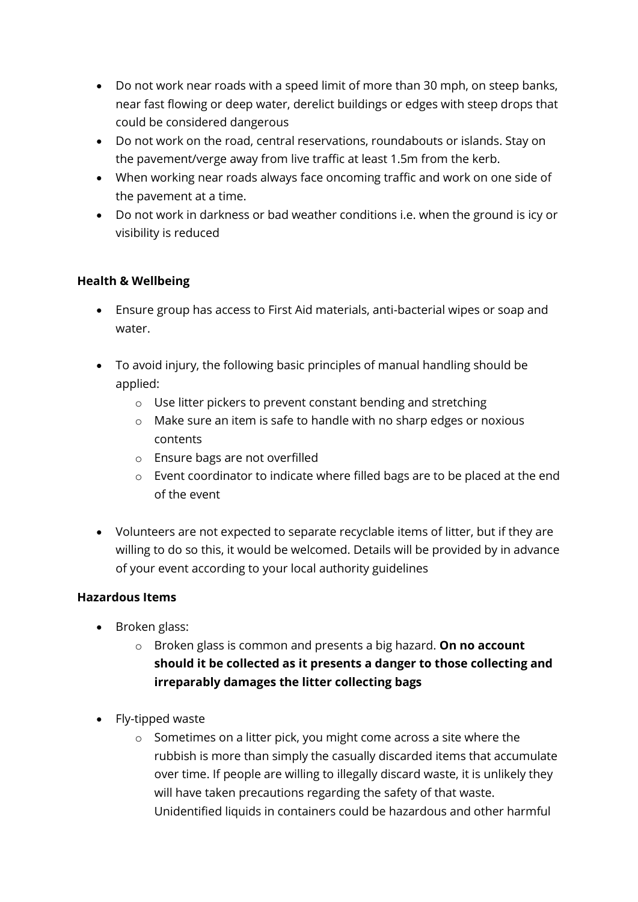- Do not work near roads with a speed limit of more than 30 mph, on steep banks, near fast flowing or deep water, derelict buildings or edges with steep drops that could be considered dangerous
- Do not work on the road, central reservations, roundabouts or islands. Stay on the pavement/verge away from live traffic at least 1.5m from the kerb.
- When working near roads always face oncoming traffic and work on one side of the pavement at a time.
- Do not work in darkness or bad weather conditions i.e. when the ground is icy or visibility is reduced

**Health & Wellbeing**

- Ensure group has access to First Aid materials, anti-bacterial wipes or soap and water.

- To avoid injury, the following basic principles of manual handling should be applied:
  - Use litter pickers to prevent constant bending and stretching
  - Make sure an item is safe to handle with no sharp edges or noxious contents
  - Ensure bags are not overfilled
  - Event coordinator to indicate where filled bags are to be placed at the end of the event

- Volunteers are not expected to separate recyclable items of litter, but if they are willing to do so this, it would be welcomed. Details will be provided by in advance of your event according to your local authority guidelines

**Hazardous Items**

- Broken glass:
  - Broken glass is common and presents a big hazard. **On no account should it be collected as it presents a danger to those collecting and irreparably damages the litter collecting bags**

- Fly-tipped waste
  - Sometimes on a litter pick, you might come across a site where the rubbish is more than simply the casually discarded items that accumulate over time. If people are willing to illegally discard waste, it is unlikely they will have taken precautions regarding the safety of that waste. Unidentified liquids in containers could be hazardous and other harmful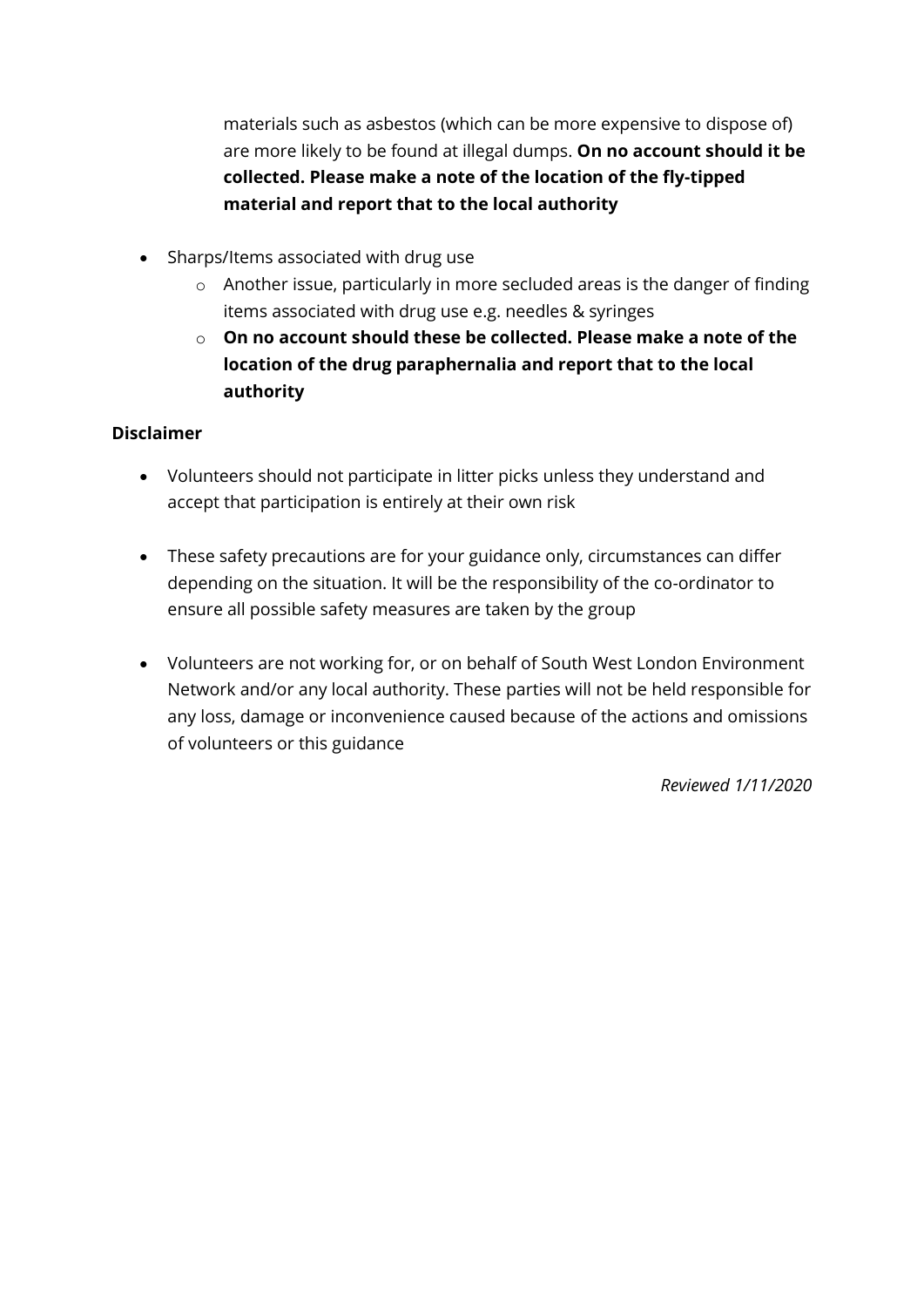- materials such as asbestos (which can be more expensive to dispose of) are more likely to be found at illegal dumps. **On no account should it be collected. Please make a note of the location of the fly-tipped material and report that to the local authority**

- Sharps/Items associated with drug use
  - Another issue, particularly in more secluded areas is the danger of finding items associated with drug use e.g. needles & syringes
  - **On no account should these be collected. Please make a note of the location of the drug paraphernalia and report that to the local authority**

**Disclaimer**

- Volunteers should not participate in litter picks unless they understand and accept that participation is entirely at their own risk

- These safety precautions are for your guidance only, circumstances can differ depending on the situation. It will be the responsibility of the co-ordinator to ensure all possible safety measures are taken by the group

- Volunteers are not working for, or on behalf of South West London Environment Network and/or any local authority. These parties will not be held responsible for any loss, damage or inconvenience caused because of the actions and omissions of volunteers or this guidance

*Reviewed 1/11/2020*